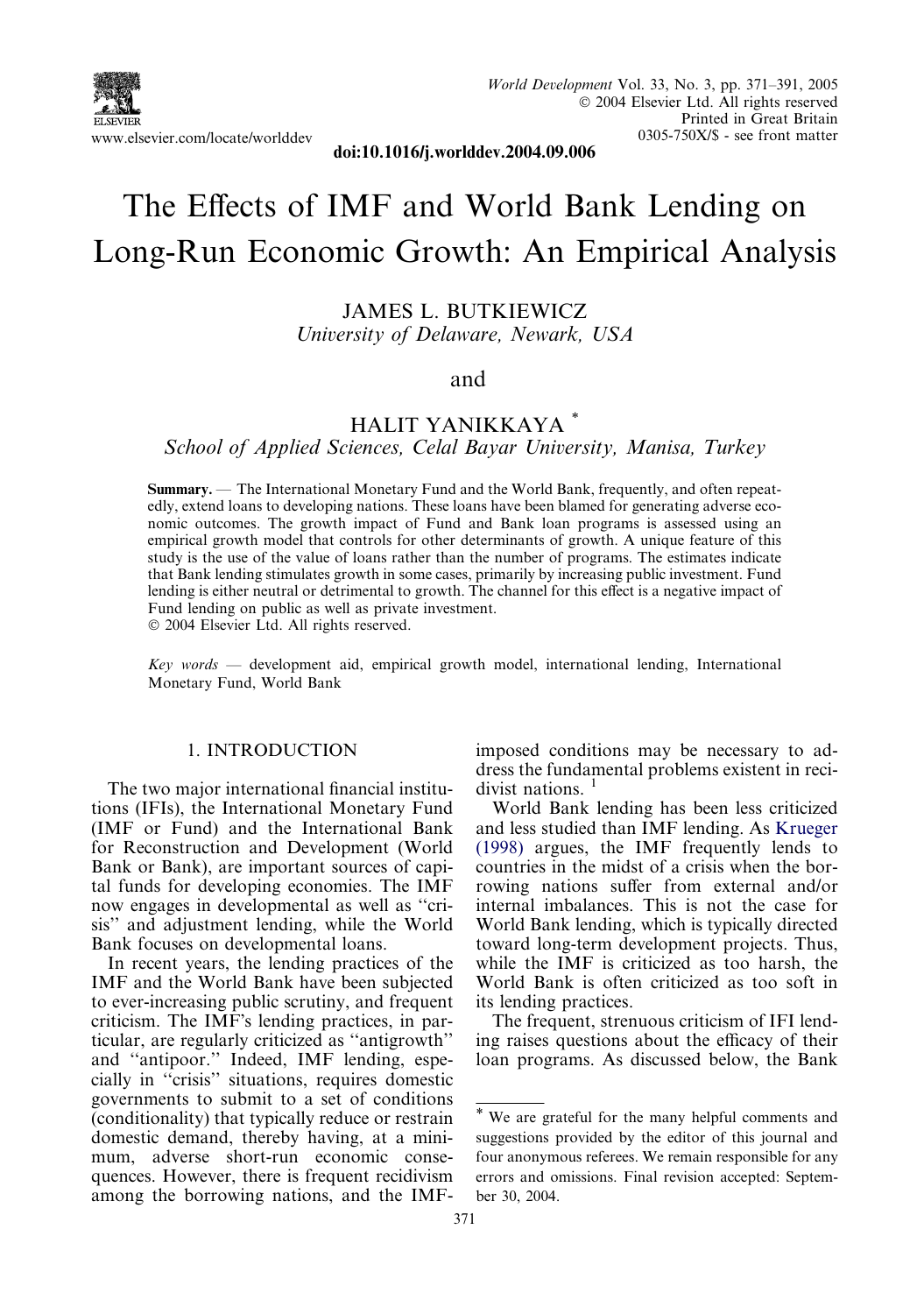# The Effects of IMF and World Bank Lending on Long-Run Economic Growth: An Empirical Analysis

JAMES L. BUTKIEWICZ
*University of Delaware, Newark, USA*

and

HALIT YANIKKAYA [*]
*School of Applied Sciences, Celal Bayar University, Manisa, Turkey*

**Summary.** — The International Monetary Fund and the World Bank, frequently, and often repeatedly, extend loans to developing nations. These loans have been blamed for generating adverse economic outcomes. The growth impact of Fund and Bank loan programs is assessed using an empirical growth model that controls for other determinants of growth. A unique feature of this study is the use of the value of loans rather than the number of programs. The estimates indicate that Bank lending stimulates growth in some cases, primarily by increasing public investment. Fund lending is either neutral or detrimental to growth. The channel for this effect is a negative impact of Fund lending on public as well as private investment.
© 2004 Elsevier Ltd. All rights reserved.

*Key words* — development aid, empirical growth model, international lending, International Monetary Fund, World Bank

## 1. INTRODUCTION

The two major international financial institutions (IFIs), the International Monetary Fund (IMF or Fund) and the International Bank for Reconstruction and Development (World Bank or Bank), are important sources of capital funds for developing economies. The IMF now engages in developmental as well as "crisis" and adjustment lending, while the World Bank focuses on developmental loans.

In recent years, the lending practices of the IMF and the World Bank have been subjected to ever-increasing public scrutiny, and frequent criticism. The IMF's lending practices, in particular, are regularly criticized as "antigrowth" and "antipoor." Indeed, IMF lending, especially in "crisis" situations, requires domestic governments to submit to a set of conditions (conditionality) that typically reduce or restrain domestic demand, thereby having, at a minimum, adverse short-run economic consequences. However, there is frequent recidivism among the borrowing nations, and the IMF-imposed conditions may be necessary to address the fundamental problems existent in recidivist nations. [1]

World Bank lending has been less criticized and less studied than IMF lending. As Krueger (1998) argues, the IMF frequently lends to countries in the midst of a crisis when the borrowing nations suffer from external and/or internal imbalances. This is not the case for World Bank lending, which is typically directed toward long-term development projects. Thus, while the IMF is criticized as too harsh, the World Bank is often criticized as too soft in its lending practices.

The frequent, strenuous criticism of IFI lending raises questions about the efficacy of their loan programs. As discussed below, the Bank

---

[*] We are grateful for the many helpful comments and suggestions provided by the editor of this journal and four anonymous referees. We remain responsible for any errors and omissions. Final revision accepted: September 30, 2004.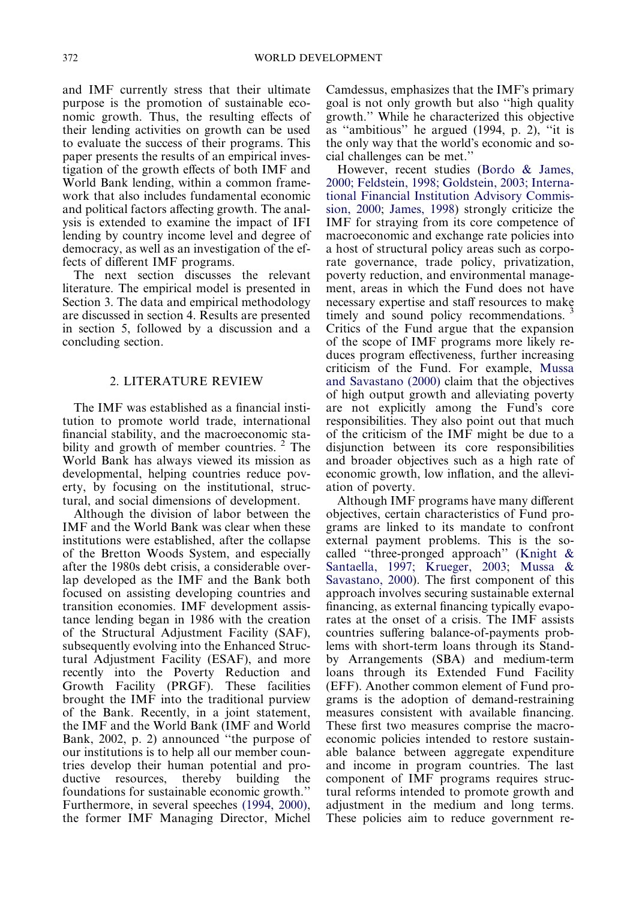and IMF currently stress that their ultimate purpose is the promotion of sustainable economic growth. Thus, the resulting effects of their lending activities on growth can be used to evaluate the success of their programs. This paper presents the results of an empirical investigation of the growth effects of both IMF and World Bank lending, within a common framework that also includes fundamental economic and political factors affecting growth. The analysis is extended to examine the impact of IFI lending by country income level and degree of democracy, as well as an investigation of the effects of different IMF programs.

The next section discusses the relevant literature. The empirical model is presented in Section 3. The data and empirical methodology are discussed in section 4. Results are presented in section 5, followed by a discussion and a concluding section.

## 2. LITERATURE REVIEW

The IMF was established as a financial institution to promote world trade, international financial stability, and the macroeconomic stability and growth of member countries. [2] The World Bank has always viewed its mission as developmental, helping countries reduce poverty, by focusing on the institutional, structural, and social dimensions of development.

Although the division of labor between the IMF and the World Bank was clear when these institutions were established, after the collapse of the Bretton Woods System, and especially after the 1980s debt crisis, a considerable overlap developed as the IMF and the Bank both focused on assisting developing countries and transition economies. IMF development assistance lending began in 1986 with the creation of the Structural Adjustment Facility (SAF), subsequently evolving into the Enhanced Structural Adjustment Facility (ESAF), and more recently into the Poverty Reduction and Growth Facility (PRGF). These facilities brought the IMF into the traditional purview of the Bank. Recently, in a joint statement, the IMF and the World Bank (IMF and World Bank, 2002, p. 2) announced ''the purpose of our institutions is to help all our member countries develop their human potential and productive resources, thereby building the foundations for sustainable economic growth.'' Furthermore, in several speeches (1994, 2000), the former IMF Managing Director, Michel Camdessus, emphasizes that the IMF's primary goal is not only growth but also ''high quality growth.'' While he characterized this objective as ''ambitious'' he argued (1994, p. 2), ''it is the only way that the world's economic and social challenges can be met.''

However, recent studies (Bordo & James, 2000; Feldstein, 1998; Goldstein, 2003; International Financial Institution Advisory Commission, 2000; James, 1998) strongly criticize the IMF for straying from its core competence of macroeconomic and exchange rate policies into a host of structural policy areas such as corporate governance, trade policy, privatization, poverty reduction, and environmental management, areas in which the Fund does not have necessary expertise and staff resources to make timely and sound policy recommendations. [3] Critics of the Fund argue that the expansion of the scope of IMF programs more likely reduces program effectiveness, further increasing criticism of the Fund. For example, Mussa and Savastano (2000) claim that the objectives of high output growth and alleviating poverty are not explicitly among the Fund's core responsibilities. They also point out that much of the criticism of the IMF might be due to a disjunction between its core responsibilities and broader objectives such as a high rate of economic growth, low inflation, and the alleviation of poverty.

Although IMF programs have many different objectives, certain characteristics of Fund programs are linked to its mandate to confront external payment problems. This is the so-called ''three-pronged approach'' (Knight & Santaella, 1997; Krueger, 2003; Mussa & Savastano, 2000). The first component of this approach involves securing sustainable external financing, as external financing typically evaporates at the onset of a crisis. The IMF assists countries suffering balance-of-payments problems with short-term loans through its Stand-by Arrangements (SBA) and medium-term loans through its Extended Fund Facility (EFF). Another common element of Fund programs is the adoption of demand-restraining measures consistent with available financing. These first two measures comprise the macroeconomic policies intended to restore sustainable balance between aggregate expenditure and income in program countries. The last component of IMF programs requires structural reforms intended to promote growth and adjustment in the medium and long terms. These policies aim to reduce government re-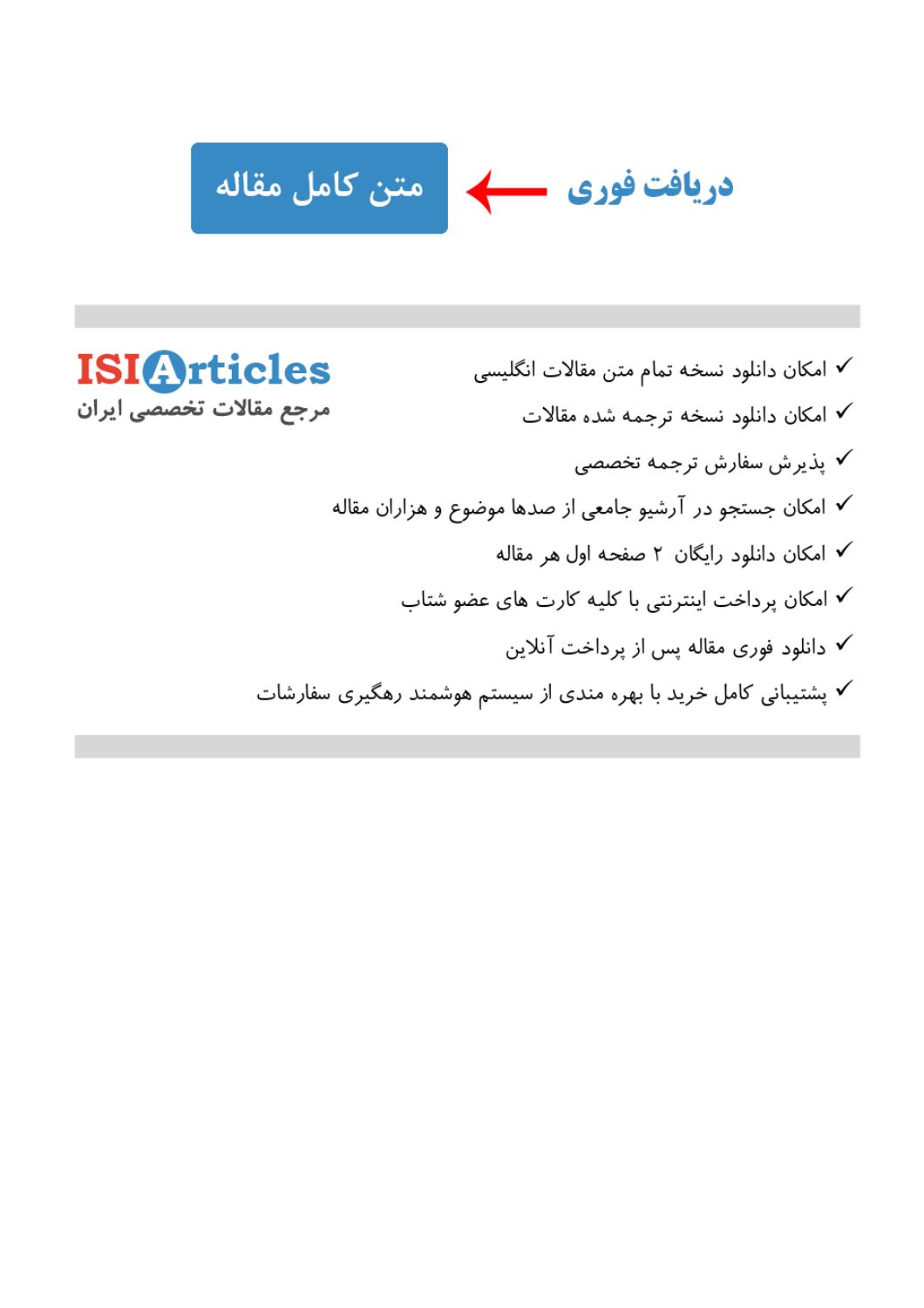متن کامل مقاله ← دریافت فوری

**ISIArticles**
مرجع مقالات تخصصی ایران

- ✓ امکان دانلود نسخه تمام متن مقالات انگلیسی
- ✓ امکان دانلود نسخه ترجمه شده مقالات
- ✓ پذیرش سفارش ترجمه تخصصی
- ✓ امکان جستجو در آرشیو جامعی از صدها موضوع و هزاران مقاله
- ✓ امکان دانلود رایگان ۲ صفحه اول هر مقاله
- ✓ امکان پرداخت اینترنتی با کلیه کارت های عضو شتاب
- ✓ دانلود فوری مقاله پس از پرداخت آنلاین
- ✓ پشتیبانی کامل خرید با بهره مندی از سیستم هوشمند رهگیری سفارشات